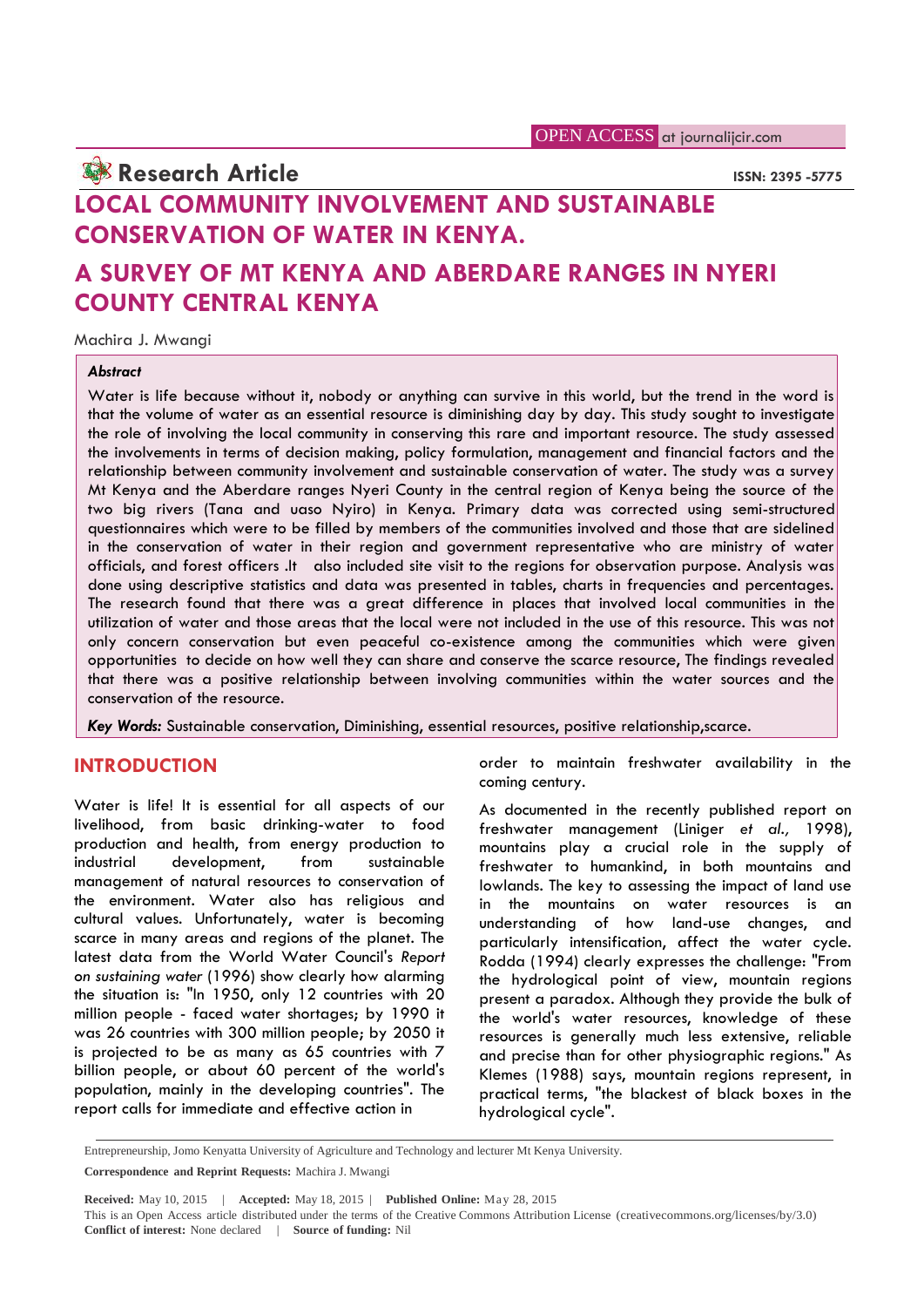**Research Article**

ISSN: 2395 -5775

# LOCAL COMMUNITY INVOLVEMENT AND SUSTAINABLE CONSERVATION OF WATER IN KENYA.

# A SURVEY OF MT KENYA AND ABERDARE RANGES IN NYERI COUNTY CENTRAL KENYA

Machira J. Mwangi

***Abstract***

Water is life because without it, nobody or anything can survive in this world, but the trend in the word is that the volume of water as an essential resource is diminishing day by day. This study sought to investigate the role of involving the local community in conserving this rare and important resource. The study assessed the involvements in terms of decision making, policy formulation, management and financial factors and the relationship between community involvement and sustainable conservation of water. The study was a survey Mt Kenya and the Aberdare ranges Nyeri County in the central region of Kenya being the source of the two big rivers (Tana and uaso Nyiro) in Kenya. Primary data was corrected using semi-structured questionnaires which were to be filled by members of the communities involved and those that are sidelined in the conservation of water in their region and government representative who are ministry of water officials, and forest officers .It also included site visit to the regions for observation purpose. Analysis was done using descriptive statistics and data was presented in tables, charts in frequencies and percentages. The research found that there was a great difference in places that involved local communities in the utilization of water and those areas that the local were not included in the use of this resource. This was not only concern conservation but even peaceful co-existence among the communities which were given opportunities to decide on how well they can share and conserve the scarce resource, The findings revealed that there was a positive relationship between involving communities within the water sources and the conservation of the resource.

***Key Words:*** Sustainable conservation, Diminishing, essential resources, positive relationship,scarce.

## INTRODUCTION

Water is life! It is essential for all aspects of our livelihood, from basic drinking-water to food production and health, from energy production to industrial development, from sustainable management of natural resources to conservation of the environment. Water also has religious and cultural values. Unfortunately, water is becoming scarce in many areas and regions of the planet. The latest data from the World Water Council's *Report on sustaining water* (1996) show clearly how alarming the situation is: "In 1950, only 12 countries with 20 million people - faced water shortages; by 1990 it was 26 countries with 300 million people; by 2050 it is projected to be as many as 65 countries with 7 billion people, or about 60 percent of the world's population, mainly in the developing countries". The report calls for immediate and effective action in order to maintain freshwater availability in the coming century.

As documented in the recently published report on freshwater management (Liniger *et al.,* 1998), mountains play a crucial role in the supply of freshwater to humankind, in both mountains and lowlands. The key to assessing the impact of land use in the mountains on water resources is an understanding of how land-use changes, and particularly intensification, affect the water cycle. Rodda (1994) clearly expresses the challenge: "From the hydrological point of view, mountain regions present a paradox. Although they provide the bulk of the world's water resources, knowledge of these resources is generally much less extensive, reliable and precise than for other physiographic regions." As Klemes (1988) says, mountain regions represent, in practical terms, "the blackest of black boxes in the hydrological cycle".

Entrepreneurship, Jomo Kenyatta University of Agriculture and Technology and lecturer Mt Kenya University.

**Correspondence and Reprint Requests:** Machira J. Mwangi

**Received:** May 10, 2015 | **Accepted:** May 18, 2015 | **Published Online:** May 28, 2015

This is an Open Access article distributed under the terms of the Creative Commons Attribution License (creativecommons.org/licenses/by/3.0)

**Conflict of interest:** None declared | **Source of funding:** Nil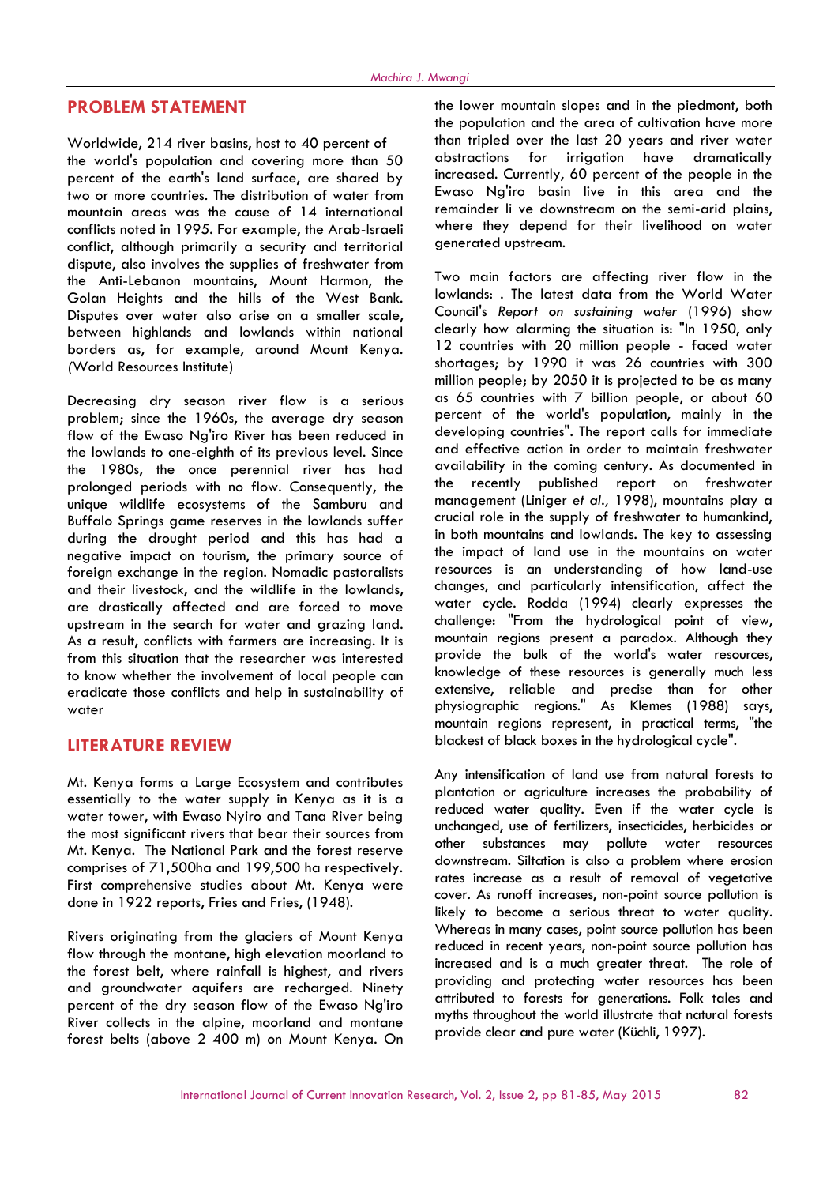## PROBLEM STATEMENT

Worldwide, 214 river basins, host to 40 percent of the world's population and covering more than 50 percent of the earth's land surface, are shared by two or more countries. The distribution of water from mountain areas was the cause of 14 international conflicts noted in 1995. For example, the Arab-Israeli conflict, although primarily a security and territorial dispute, also involves the supplies of freshwater from the Anti-Lebanon mountains, Mount Harmon, the Golan Heights and the hills of the West Bank. Disputes over water also arise on a smaller scale, between highlands and lowlands within national borders as, for example, around Mount Kenya. (World Resources Institute)

Decreasing dry season river flow is a serious problem; since the 1960s, the average dry season flow of the Ewaso Ng'iro River has been reduced in the lowlands to one-eighth of its previous level. Since the 1980s, the once perennial river has had prolonged periods with no flow. Consequently, the unique wildlife ecosystems of the Samburu and Buffalo Springs game reserves in the lowlands suffer during the drought period and this has had a negative impact on tourism, the primary source of foreign exchange in the region. Nomadic pastoralists and their livestock, and the wildlife in the lowlands, are drastically affected and are forced to move upstream in the search for water and grazing land. As a result, conflicts with farmers are increasing. It is from this situation that the researcher was interested to know whether the involvement of local people can eradicate those conflicts and help in sustainability of water

## LITERATURE REVIEW

Mt. Kenya forms a Large Ecosystem and contributes essentially to the water supply in Kenya as it is a water tower, with Ewaso Nyiro and Tana River being the most significant rivers that bear their sources from Mt. Kenya. The National Park and the forest reserve comprises of 71,500ha and 199,500 ha respectively. First comprehensive studies about Mt. Kenya were done in 1922 reports, Fries and Fries, (1948).

Rivers originating from the glaciers of Mount Kenya flow through the montane, high elevation moorland to the forest belt, where rainfall is highest, and rivers and groundwater aquifers are recharged. Ninety percent of the dry season flow of the Ewaso Ng'iro River collects in the alpine, moorland and montane forest belts (above 2 400 m) on Mount Kenya. On the lower mountain slopes and in the piedmont, both the population and the area of cultivation have more than tripled over the last 20 years and river water abstractions for irrigation have dramatically increased. Currently, 60 percent of the people in the Ewaso Ng'iro basin live in this area and the remainder li ve downstream on the semi-arid plains, where they depend for their livelihood on water generated upstream.

Two main factors are affecting river flow in the lowlands: . The latest data from the World Water Council's *Report on sustaining water* (1996) show clearly how alarming the situation is: "In 1950, only 12 countries with 20 million people - faced water shortages; by 1990 it was 26 countries with 300 million people; by 2050 it is projected to be as many as 65 countries with 7 billion people, or about 60 percent of the world's population, mainly in the developing countries". The report calls for immediate and effective action in order to maintain freshwater availability in the coming century. As documented in the recently published report on freshwater management (Liniger *et al.,* 1998), mountains play a crucial role in the supply of freshwater to humankind, in both mountains and lowlands. The key to assessing the impact of land use in the mountains on water resources is an understanding of how land-use changes, and particularly intensification, affect the water cycle. Rodda (1994) clearly expresses the challenge: "From the hydrological point of view, mountain regions present a paradox. Although they provide the bulk of the world's water resources, knowledge of these resources is generally much less extensive, reliable and precise than for other physiographic regions." As Klemes (1988) says, mountain regions represent, in practical terms, "the blackest of black boxes in the hydrological cycle".

Any intensification of land use from natural forests to plantation or agriculture increases the probability of reduced water quality. Even if the water cycle is unchanged, use of fertilizers, insecticides, herbicides or other substances may pollute water resources downstream. Siltation is also a problem where erosion rates increase as a result of removal of vegetative cover. As runoff increases, non-point source pollution is likely to become a serious threat to water quality. Whereas in many cases, point source pollution has been reduced in recent years, non-point source pollution has increased and is a much greater threat. The role of providing and protecting water resources has been attributed to forests for generations. Folk tales and myths throughout the world illustrate that natural forests provide clear and pure water (Küchli, 1997).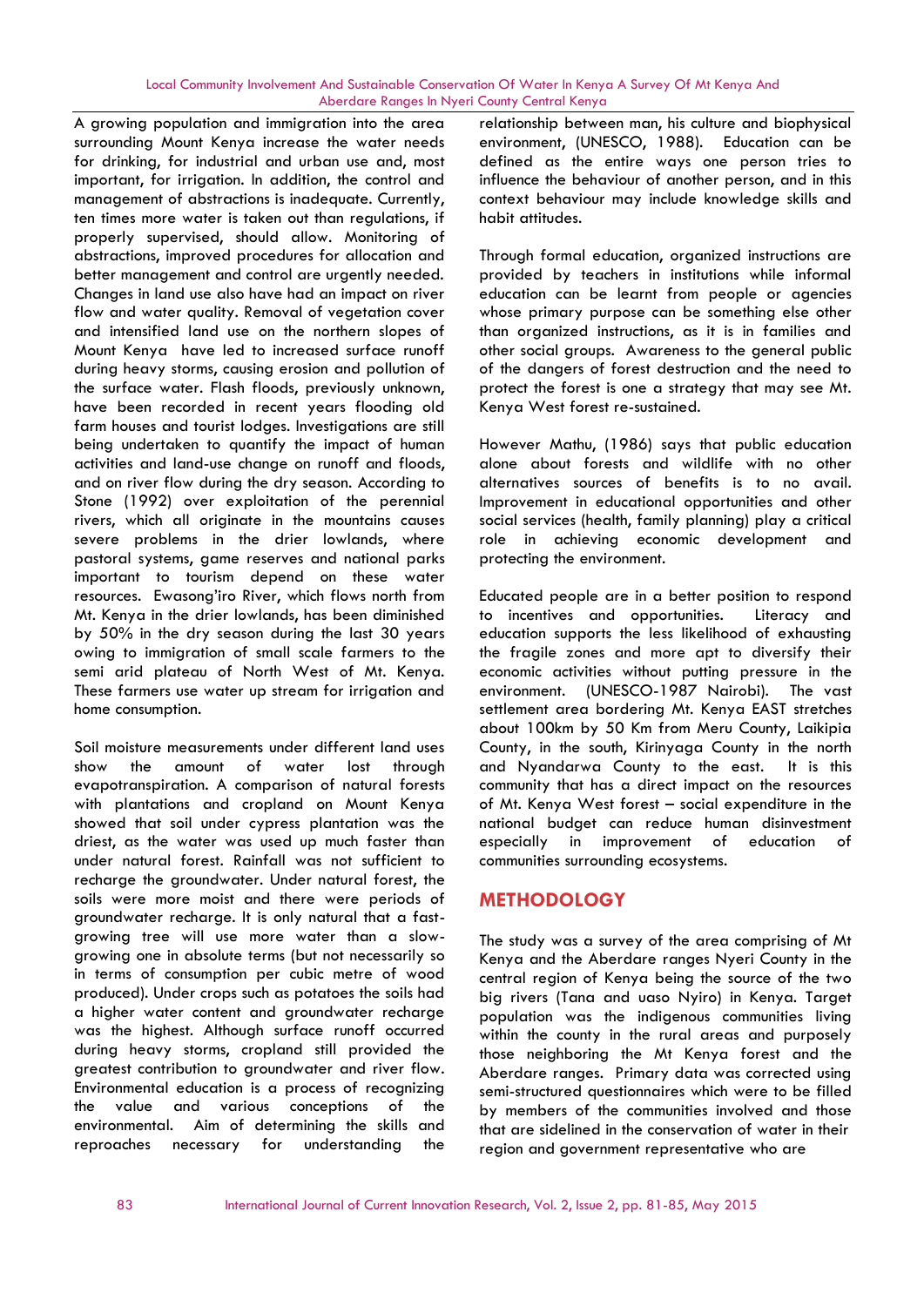A growing population and immigration into the area surrounding Mount Kenya increase the water needs for drinking, for industrial and urban use and, most important, for irrigation. In addition, the control and management of abstractions is inadequate. Currently, ten times more water is taken out than regulations, if properly supervised, should allow. Monitoring of abstractions, improved procedures for allocation and better management and control are urgently needed. Changes in land use also have had an impact on river flow and water quality. Removal of vegetation cover and intensified land use on the northern slopes of Mount Kenya have led to increased surface runoff during heavy storms, causing erosion and pollution of the surface water. Flash floods, previously unknown, have been recorded in recent years flooding old farm houses and tourist lodges. Investigations are still being undertaken to quantify the impact of human activities and land-use change on runoff and floods, and on river flow during the dry season. According to Stone (1992) over exploitation of the perennial rivers, which all originate in the mountains causes severe problems in the drier lowlands, where pastoral systems, game reserves and national parks important to tourism depend on these water resources. Ewasong'iro River, which flows north from Mt. Kenya in the drier lowlands, has been diminished by 50% in the dry season during the last 30 years owing to immigration of small scale farmers to the semi arid plateau of North West of Mt. Kenya. These farmers use water up stream for irrigation and home consumption.

Soil moisture measurements under different land uses show the amount of water lost through evapotranspiration. A comparison of natural forests with plantations and cropland on Mount Kenya showed that soil under cypress plantation was the driest, as the water was used up much faster than under natural forest. Rainfall was not sufficient to recharge the groundwater. Under natural forest, the soils were more moist and there were periods of groundwater recharge. It is only natural that a fast-growing tree will use more water than a slow-growing one in absolute terms (but not necessarily so in terms of consumption per cubic metre of wood produced). Under crops such as potatoes the soils had a higher water content and groundwater recharge was the highest. Although surface runoff occurred during heavy storms, cropland still provided the greatest contribution to groundwater and river flow. Environmental education is a process of recognizing the value and various conceptions of the environmental. Aim of determining the skills and reproaches necessary for understanding the relationship between man, his culture and biophysical environment, (UNESCO, 1988). Education can be defined as the entire ways one person tries to influence the behaviour of another person, and in this context behaviour may include knowledge skills and habit attitudes.

Through formal education, organized instructions are provided by teachers in institutions while informal education can be learnt from people or agencies whose primary purpose can be something else other than organized instructions, as it is in families and other social groups. Awareness to the general public of the dangers of forest destruction and the need to protect the forest is one a strategy that may see Mt. Kenya West forest re-sustained.

However Mathu, (1986) says that public education alone about forests and wildlife with no other alternatives sources of benefits is to no avail. Improvement in educational opportunities and other social services (health, family planning) play a critical role in achieving economic development and protecting the environment.

Educated people are in a better position to respond to incentives and opportunities. Literacy and education supports the less likelihood of exhausting the fragile zones and more apt to diversify their economic activities without putting pressure in the environment. (UNESCO-1987 Nairobi). The vast settlement area bordering Mt. Kenya EAST stretches about 100km by 50 Km from Meru County, Laikipia County, in the south, Kirinyaga County in the north and Nyandarwa County to the east. It is this community that has a direct impact on the resources of Mt. Kenya West forest – social expenditure in the national budget can reduce human disinvestment especially in improvement of education of communities surrounding ecosystems.

## METHODOLOGY

The study was a survey of the area comprising of Mt Kenya and the Aberdare ranges Nyeri County in the central region of Kenya being the source of the two big rivers (Tana and uaso Nyiro) in Kenya. Target population was the indigenous communities living within the county in the rural areas and purposely those neighboring the Mt Kenya forest and the Aberdare ranges. Primary data was corrected using semi-structured questionnaires which were to be filled by members of the communities involved and those that are sidelined in the conservation of water in their region and government representative who are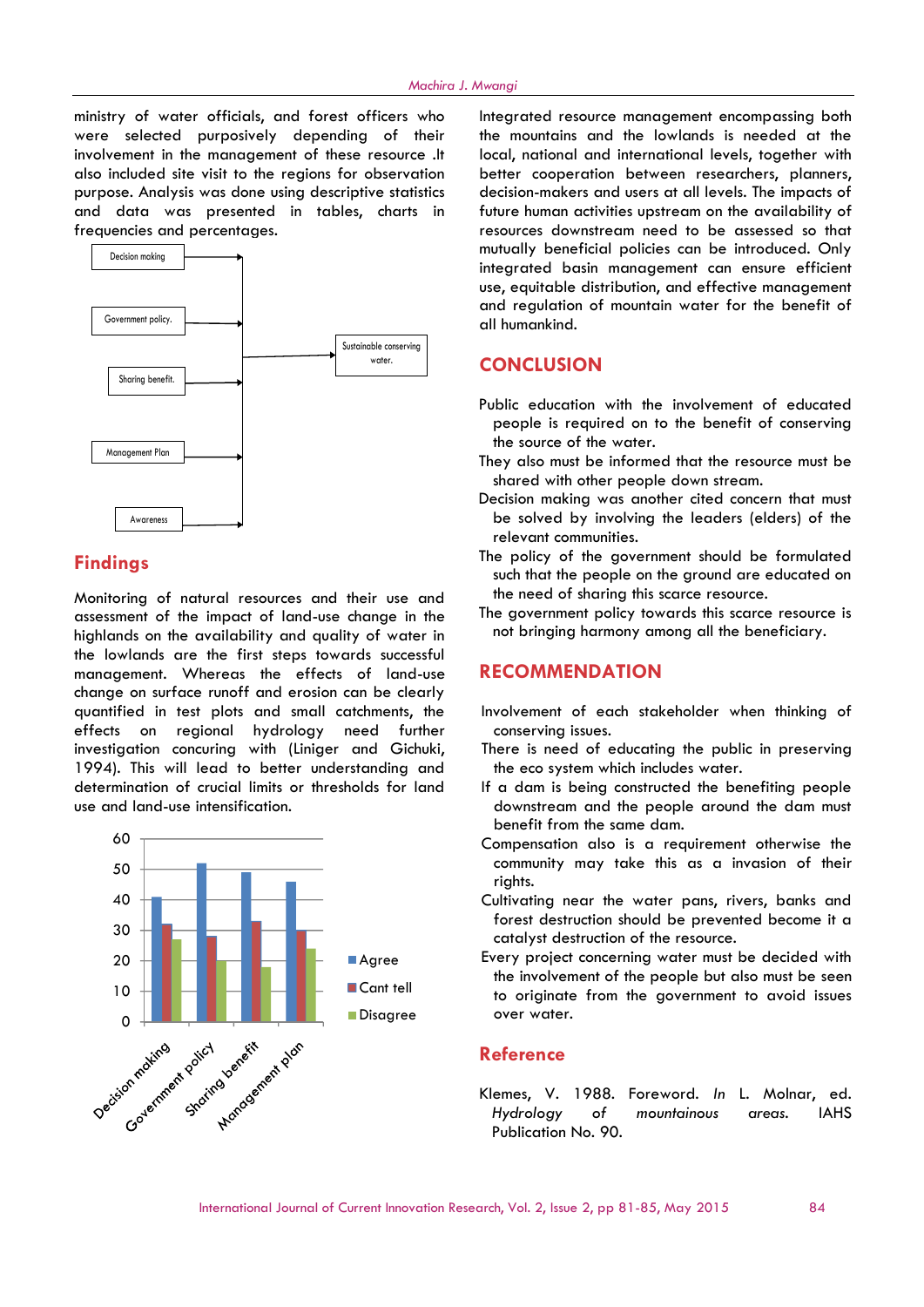ministry of water officials, and forest officers who were selected purposively depending of their involvement in the management of these resource .It also included site visit to the regions for observation purpose. Analysis was done using descriptive statistics and data was presented in tables, charts in frequencies and percentages.

Decision making → Sustainable conserving water.
Government policy. → Sustainable conserving water.
Sharing benefit. → Sustainable conserving water.
Management Plan → Sustainable conserving water.
Awareness → Sustainable conserving water.

## Findings

Monitoring of natural resources and their use and assessment of the impact of land-use change in the highlands on the availability and quality of water in the lowlands are the first steps towards successful management. Whereas the effects of land-use change on surface runoff and erosion can be clearly quantified in test plots and small catchments, the effects on regional hydrology need further investigation concuring with (Liniger and Gichuki, 1994). This will lead to better understanding and determination of crucial limits or thresholds for land use and land-use intensification.

| | Agree | Cant tell | Disagree |
|---|---|---|---|
| Decision making | 41 | 32 | 27 |
| Government policy | 52 | 28 | 20 |
| Sharing benefit | 49 | 33 | 18 |
| Management plan | 46 | 30 | 24 |

Integrated resource management encompassing both the mountains and the lowlands is needed at the local, national and international levels, together with better cooperation between researchers, planners, decision-makers and users at all levels. The impacts of future human activities upstream on the availability of resources downstream need to be assessed so that mutually beneficial policies can be introduced. Only integrated basin management can ensure efficient use, equitable distribution, and effective management and regulation of mountain water for the benefit of all humankind.

## CONCLUSION

Public education with the involvement of educated people is required on to the benefit of conserving the source of the water.

They also must be informed that the resource must be shared with other people down stream.

Decision making was another cited concern that must be solved by involving the leaders (elders) of the relevant communities.

The policy of the government should be formulated such that the people on the ground are educated on the need of sharing this scarce resource.

The government policy towards this scarce resource is not bringing harmony among all the beneficiary.

## RECOMMENDATION

Involvement of each stakeholder when thinking of conserving issues.

There is need of educating the public in preserving the eco system which includes water.

If a dam is being constructed the benefiting people downstream and the people around the dam must benefit from the same dam.

Compensation also is a requirement otherwise the community may take this as a invasion of their rights.

Cultivating near the water pans, rivers, banks and forest destruction should be prevented become it a catalyst destruction of the resource.

Every project concerning water must be decided with the involvement of the people but also must be seen to originate from the government to avoid issues over water.

## Reference

Klemes, V. 1988. Foreword. *In* L. Molnar, ed. *Hydrology of mountainous areas.* IAHS Publication No. 90.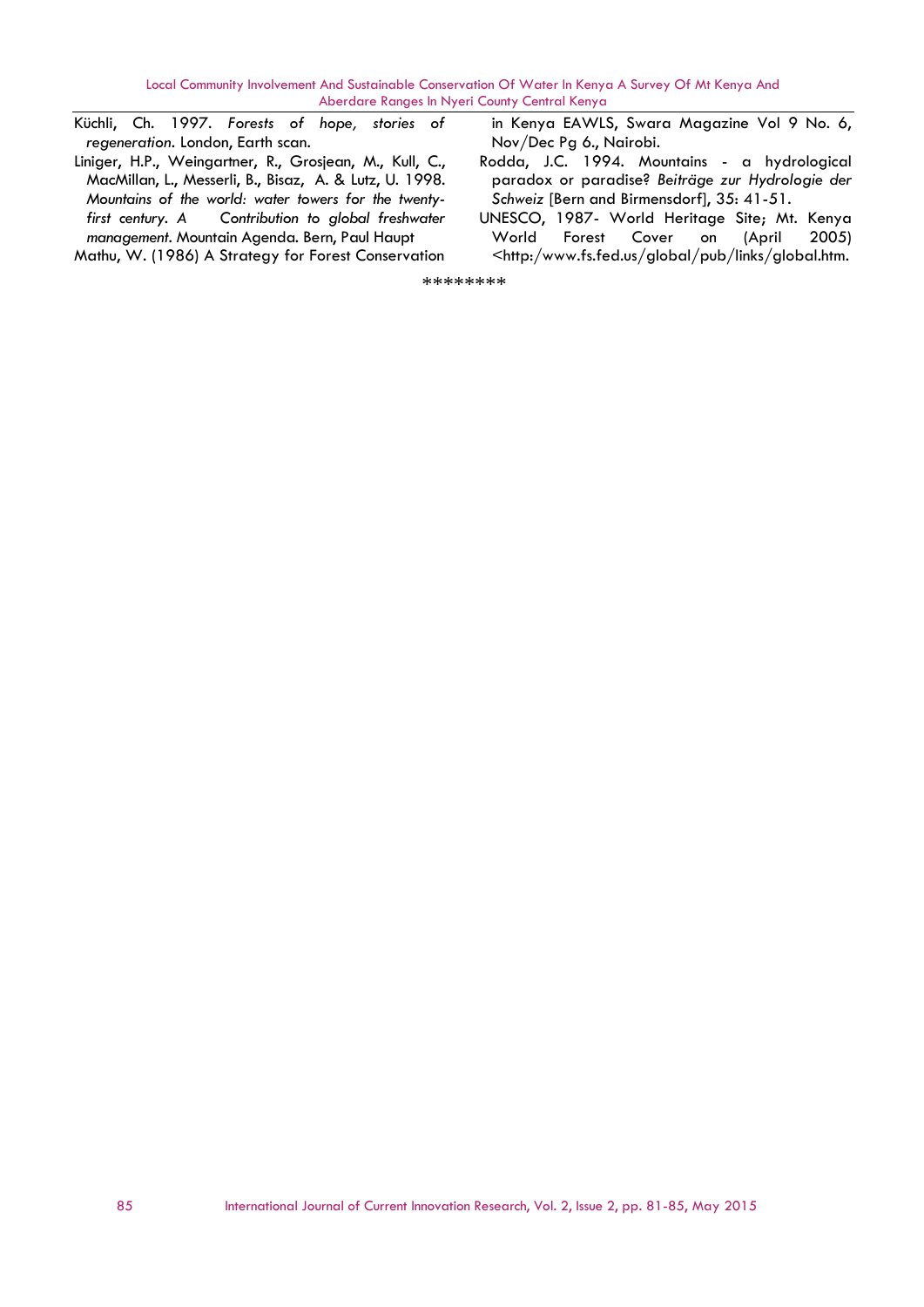Küchli, Ch. 1997. *Forests of hope, stories of regeneration*. London, Earth scan.

Liniger, H.P., Weingartner, R., Grosjean, M., Kull, C., MacMillan, L., Messerli, B., Bisaz, A. & Lutz, U. 1998. *Mountains of the world: water towers for the twenty-first century. A Contribution to global freshwater management*. Mountain Agenda. Bern, Paul Haupt

Mathu, W. (1986) A Strategy for Forest Conservation in Kenya EAWLS, Swara Magazine Vol 9 No. 6, Nov/Dec Pg 6., Nairobi.

Rodda, J.C. 1994. Mountains - a hydrological paradox or paradise? *Beiträge zur Hydrologie der Schweiz* [Bern and Birmensdorf], 35: 41-51.

UNESCO, 1987- World Heritage Site; Mt. Kenya World Forest Cover on (April 2005) <http:/www.fs.fed.us/global/pub/links/global.htm.

********